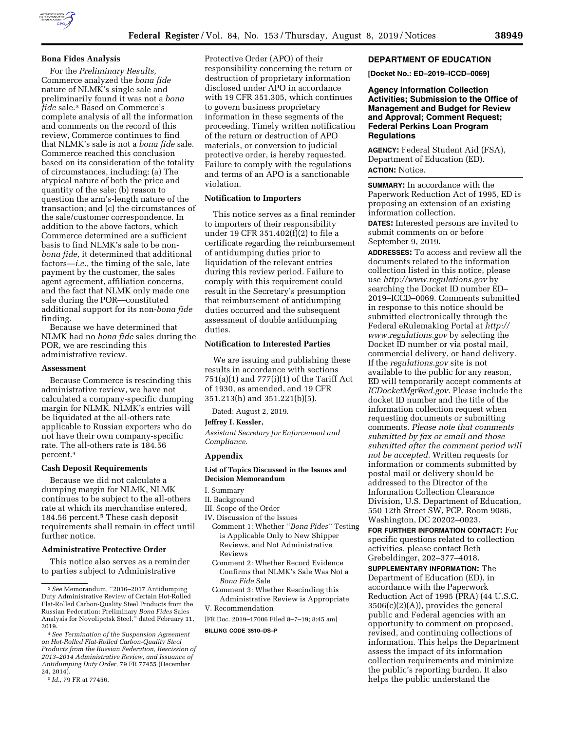## Bona Fides Analysis

For the *Preliminary Results,* Commerce analyzed the *bona fide* nature of NLMK's single sale and preliminarily found it was not a *bona fide* sale.[3] Based on Commerce's complete analysis of all the information and comments on the record of this review, Commerce continues to find that NLMK's sale is not a *bona fide* sale. Commerce reached this conclusion based on its consideration of the totality of circumstances, including: (a) The atypical nature of both the price and quantity of the sale; (b) reason to question the arm's-length nature of the transaction; and (c) the circumstances of the sale/customer correspondence. In addition to the above factors, which Commerce determined are a sufficient basis to find NLMK's sale to be non-*bona fide,* it determined that additional factors—*i.e.,* the timing of the sale, late payment by the customer, the sales agent agreement, affiliation concerns, and the fact that NLMK only made one sale during the POR—constituted additional support for its non-*bona fide* finding.

Because we have determined that NLMK had no *bona fide* sales during the POR, we are rescinding this administrative review.

## Assessment

Because Commerce is rescinding this administrative review, we have not calculated a company-specific dumping margin for NLMK. NLMK's entries will be liquidated at the all-others rate applicable to Russian exporters who do not have their own company-specific rate. The all-others rate is 184.56 percent.[4]

## Cash Deposit Requirements

Because we did not calculate a dumping margin for NLMK, NLMK continues to be subject to the all-others rate at which its merchandise entered, 184.56 percent.[5] These cash deposit requirements shall remain in effect until further notice.

## Administrative Protective Order

This notice also serves as a reminder to parties subject to Administrative Protective Order (APO) of their responsibility concerning the return or destruction of proprietary information disclosed under APO in accordance with 19 CFR 351.305, which continues to govern business proprietary information in these segments of the proceeding. Timely written notification of the return or destruction of APO materials, or conversion to judicial protective order, is hereby requested. Failure to comply with the regulations and terms of an APO is a sanctionable violation.

## Notification to Importers

This notice serves as a final reminder to importers of their responsibility under 19 CFR 351.402(f)(2) to file a certificate regarding the reimbursement of antidumping duties prior to liquidation of the relevant entries during this review period. Failure to comply with this requirement could result in the Secretary's presumption that reimbursement of antidumping duties occurred and the subsequent assessment of double antidumping duties.

## Notification to Interested Parties

We are issuing and publishing these results in accordance with sections 751(a)(1) and 777(i)(1) of the Tariff Act of 1930, as amended, and 19 CFR 351.213(h) and 351.221(b)(5).

Dated: August 2, 2019.

**Jeffrey I. Kessler,**

*Assistant Secretary for Enforcement and Compliance.*

## Appendix

### List of Topics Discussed in the Issues and Decision Memorandum

I. Summary
II. Background
III. Scope of the Order
IV. Discussion of the Issues
- Comment 1: Whether "*Bona Fides*" Testing is Applicable Only to New Shipper Reviews, and Not Administrative Reviews
- Comment 2: Whether Record Evidence Confirms that NLMK's Sale Was Not a *Bona Fide* Sale
- Comment 3: Whether Rescinding this Administrative Review is Appropriate

V. Recommendation

[FR Doc. 2019–17006 Filed 8–7–19; 8:45 am]

**BILLING CODE 3510–DS–P**

---

[3] *See* Memorandum, "2016–2017 Antidumping Duty Administrative Review of Certain Hot-Rolled Flat-Rolled Carbon-Quality Steel Products from the Russian Federation: Preliminary *Bona Fides* Sales Analysis for Novolipetsk Steel," dated February 11, 2019.

[4] *See Termination of the Suspension Agreement on Hot-Rolled Flat-Rolled Carbon-Quality Steel Products from the Russian Federation, Rescission of 2013–2014 Administrative Review, and Issuance of Antidumping Duty Order,* 79 FR 77455 (December 24, 2014).

[5] *Id.,* 79 FR at 77456.

---

# DEPARTMENT OF EDUCATION

**[Docket No.: ED–2019–ICCD–0069]**

## Agency Information Collection Activities; Submission to the Office of Management and Budget for Review and Approval; Comment Request; Federal Perkins Loan Program Regulations

**AGENCY:** Federal Student Aid (FSA), Department of Education (ED).

**ACTION:** Notice.

**SUMMARY:** In accordance with the Paperwork Reduction Act of 1995, ED is proposing an extension of an existing information collection.

**DATES:** Interested persons are invited to submit comments on or before September 9, 2019.

**ADDRESSES:** To access and review all the documents related to the information collection listed in this notice, please use *http://www.regulations.gov* by searching the Docket ID number ED–2019–ICCD–0069. Comments submitted in response to this notice should be submitted electronically through the Federal eRulemaking Portal at *http://www.regulations.gov* by selecting the Docket ID number or via postal mail, commercial delivery, or hand delivery. If the *regulations.gov* site is not available to the public for any reason, ED will temporarily accept comments at *ICDocketMgr@ed.gov.* Please include the docket ID number and the title of the information collection request when requesting documents or submitting comments. *Please note that comments submitted by fax or email and those submitted after the comment period will not be accepted.* Written requests for information or comments submitted by postal mail or delivery should be addressed to the Director of the Information Collection Clearance Division, U.S. Department of Education, 550 12th Street SW, PCP, Room 9086, Washington, DC 20202–0023.

**FOR FURTHER INFORMATION CONTACT:** For specific questions related to collection activities, please contact Beth Grebeldinger, 202–377–4018.

**SUPPLEMENTARY INFORMATION:** The Department of Education (ED), in accordance with the Paperwork Reduction Act of 1995 (PRA) (44 U.S.C. 3506(c)(2)(A)), provides the general public and Federal agencies with an opportunity to comment on proposed, revised, and continuing collections of information. This helps the Department assess the impact of its information collection requirements and minimize the public's reporting burden. It also helps the public understand the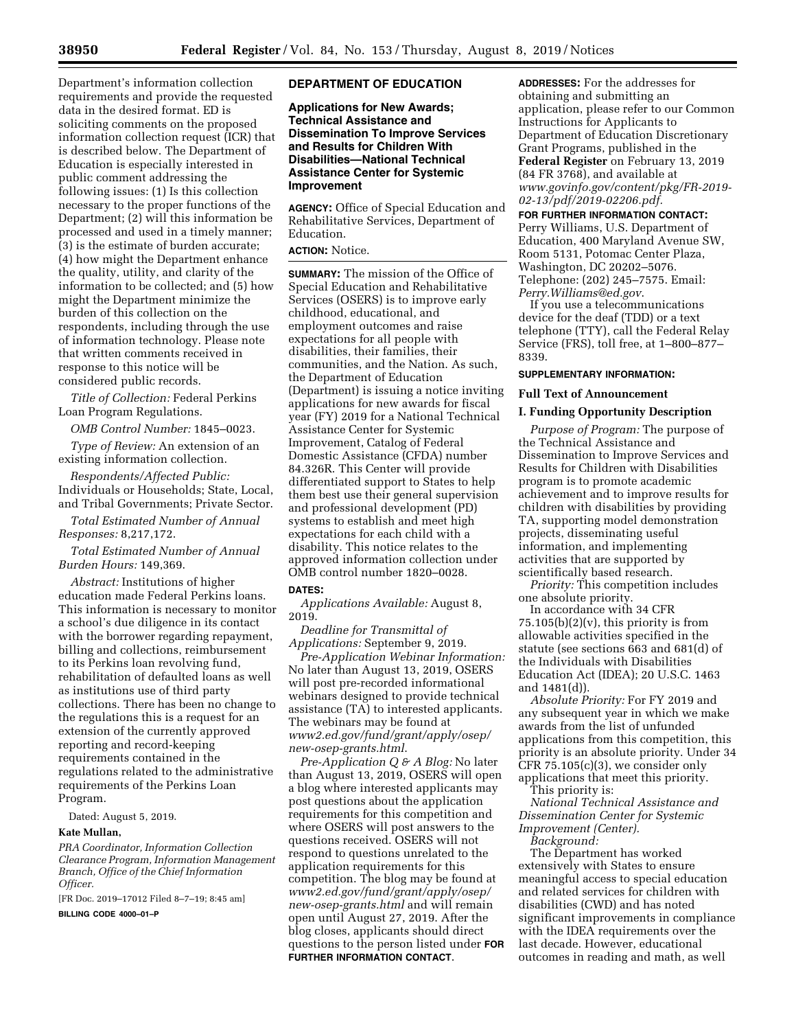Department's information collection requirements and provide the requested data in the desired format. ED is soliciting comments on the proposed information collection request (ICR) that is described below. The Department of Education is especially interested in public comment addressing the following issues: (1) Is this collection necessary to the proper functions of the Department; (2) will this information be processed and used in a timely manner; (3) is the estimate of burden accurate; (4) how might the Department enhance the quality, utility, and clarity of the information to be collected; and (5) how might the Department minimize the burden of this collection on the respondents, including through the use of information technology. Please note that written comments received in response to this notice will be considered public records.

*Title of Collection:* Federal Perkins Loan Program Regulations.

*OMB Control Number:* 1845–0023.

*Type of Review:* An extension of an existing information collection.

*Respondents/Affected Public:* Individuals or Households; State, Local, and Tribal Governments; Private Sector.

*Total Estimated Number of Annual Responses:* 8,217,172.

*Total Estimated Number of Annual Burden Hours:* 149,369.

*Abstract:* Institutions of higher education made Federal Perkins loans. This information is necessary to monitor a school's due diligence in its contact with the borrower regarding repayment, billing and collections, reimbursement to its Perkins loan revolving fund, rehabilitation of defaulted loans as well as institutions use of third party collections. There has been no change to the regulations this is a request for an extension of the currently approved reporting and record-keeping requirements contained in the regulations related to the administrative requirements of the Perkins Loan Program.

Dated: August 5, 2019.

**Kate Mullan,**

*PRA Coordinator, Information Collection Clearance Program, Information Management Branch, Office of the Chief Information Officer.*

[FR Doc. 2019–17012 Filed 8–7–19; 8:45 am]

**BILLING CODE 4000–01–P**

## DEPARTMENT OF EDUCATION

### Applications for New Awards; Technical Assistance and Dissemination To Improve Services and Results for Children With Disabilities—National Technical Assistance Center for Systemic Improvement

**AGENCY:** Office of Special Education and Rehabilitative Services, Department of Education.

**ACTION:** Notice.

**SUMMARY:** The mission of the Office of Special Education and Rehabilitative Services (OSERS) is to improve early childhood, educational, and employment outcomes and raise expectations for all people with disabilities, their families, their communities, and the Nation. As such, the Department of Education (Department) is issuing a notice inviting applications for new awards for fiscal year (FY) 2019 for a National Technical Assistance Center for Systemic Improvement, Catalog of Federal Domestic Assistance (CFDA) number 84.326R. This Center will provide differentiated support to States to help them best use their general supervision and professional development (PD) systems to establish and meet high expectations for each child with a disability. This notice relates to the approved information collection under OMB control number 1820–0028.

**DATES:**

*Applications Available:* August 8, 2019.

*Deadline for Transmittal of Applications:* September 9, 2019.

*Pre-Application Webinar Information:* No later than August 13, 2019, OSERS will post pre-recorded informational webinars designed to provide technical assistance (TA) to interested applicants. The webinars may be found at *www2.ed.gov/fund/grant/apply/osep/new-osep-grants.html.*

*Pre-Application Q & A Blog:* No later than August 13, 2019, OSERS will open a blog where interested applicants may post questions about the application requirements for this competition and where OSERS will post answers to the questions received. OSERS will not respond to questions unrelated to the application requirements for this competition. The blog may be found at *www2.ed.gov/fund/grant/apply/osep/new-osep-grants.html* and will remain open until August 27, 2019. After the blog closes, applicants should direct questions to the person listed under **FOR FURTHER INFORMATION CONTACT**.

**ADDRESSES:** For the addresses for obtaining and submitting an application, please refer to our Common Instructions for Applicants to Department of Education Discretionary Grant Programs, published in the **Federal Register** on February 13, 2019 (84 FR 3768), and available at *www.govinfo.gov/content/pkg/FR-2019-02-13/pdf/2019-02206.pdf.*

**FOR FURTHER INFORMATION CONTACT:** Perry Williams, U.S. Department of Education, 400 Maryland Avenue SW, Room 5131, Potomac Center Plaza, Washington, DC 20202–5076. Telephone: (202) 245–7575. Email: *Perry.Williams@ed.gov.*

If you use a telecommunications device for the deaf (TDD) or a text telephone (TTY), call the Federal Relay Service (FRS), toll free, at 1–800–877–8339.

**SUPPLEMENTARY INFORMATION:**

### Full Text of Announcement

### I. Funding Opportunity Description

*Purpose of Program:* The purpose of the Technical Assistance and Dissemination to Improve Services and Results for Children with Disabilities program is to promote academic achievement and to improve results for children with disabilities by providing TA, supporting model demonstration projects, disseminating useful information, and implementing activities that are supported by scientifically based research.

*Priority:* This competition includes one absolute priority.

In accordance with 34 CFR 75.105(b)(2)(v), this priority is from allowable activities specified in the statute (see sections 663 and 681(d) of the Individuals with Disabilities Education Act (IDEA); 20 U.S.C. 1463 and 1481(d)).

*Absolute Priority:* For FY 2019 and any subsequent year in which we make awards from the list of unfunded applications from this competition, this priority is an absolute priority. Under 34 CFR 75.105(c)(3), we consider only applications that meet this priority.

This priority is:

*National Technical Assistance and Dissemination Center for Systemic Improvement (Center).*

*Background:*

The Department has worked extensively with States to ensure meaningful access to special education and related services for children with disabilities (CWD) and has noted significant improvements in compliance with the IDEA requirements over the last decade. However, educational outcomes in reading and math, as well